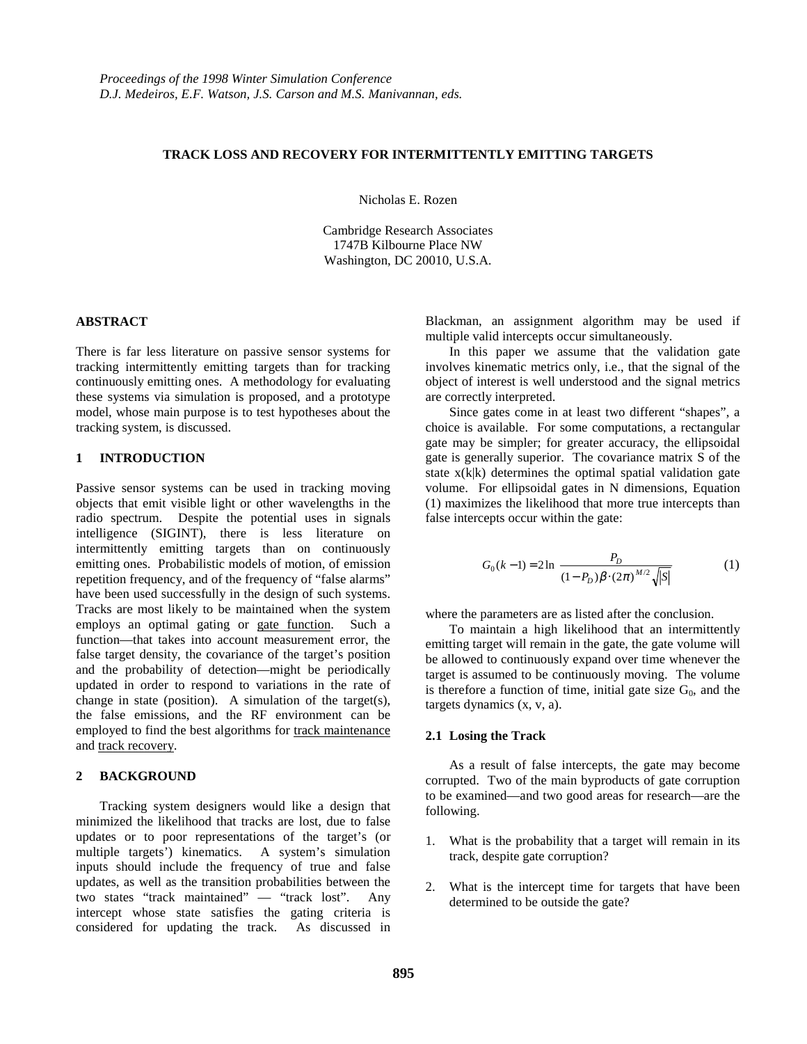*Proceedings of the 1998 Winter Simulation Conference*
*D.J. Medeiros, E.F. Watson, J.S. Carson and M.S. Manivannan, eds.*

# TRACK LOSS AND RECOVERY FOR INTERMITTENTLY EMITTING TARGETS

Nicholas E. Rozen

Cambridge Research Associates
1747B Kilbourne Place NW
Washington, DC 20010, U.S.A.

## ABSTRACT

There is far less literature on passive sensor systems for tracking intermittently emitting targets than for tracking continuously emitting ones. A methodology for evaluating these systems via simulation is proposed, and a prototype model, whose main purpose is to test hypotheses about the tracking system, is discussed.

## 1 INTRODUCTION

Passive sensor systems can be used in tracking moving objects that emit visible light or other wavelengths in the radio spectrum. Despite the potential uses in signals intelligence (SIGINT), there is less literature on intermittently emitting targets than on continuously emitting ones. Probabilistic models of motion, of emission repetition frequency, and of the frequency of "false alarms" have been used successfully in the design of such systems. Tracks are most likely to be maintained when the system employs an optimal gating or gate function. Such a function—that takes into account measurement error, the false target density, the covariance of the target's position and the probability of detection—might be periodically updated in order to respond to variations in the rate of change in state (position). A simulation of the target(s), the false emissions, and the RF environment can be employed to find the best algorithms for track maintenance and track recovery.

## 2 BACKGROUND

Tracking system designers would like a design that minimized the likelihood that tracks are lost, due to false updates or to poor representations of the target's (or multiple targets') kinematics. A system's simulation inputs should include the frequency of true and false updates, as well as the transition probabilities between the two states "track maintained" — "track lost". Any intercept whose state satisfies the gating criteria is considered for updating the track. As discussed in Blackman, an assignment algorithm may be used if multiple valid intercepts occur simultaneously.

In this paper we assume that the validation gate involves kinematic metrics only, i.e., that the signal of the object of interest is well understood and the signal metrics are correctly interpreted.

Since gates come in at least two different "shapes", a choice is available. For some computations, a rectangular gate may be simpler; for greater accuracy, the ellipsoidal gate is generally superior. The covariance matrix S of the state x(k|k) determines the optimal spatial validation gate volume. For ellipsoidal gates in N dimensions, Equation (1) maximizes the likelihood that more true intercepts than false intercepts occur within the gate:

$$G_0(k-1) = 2\ln \frac{P_D}{(1-P_D)\beta \cdot (2\pi)^{M/2}\sqrt{|S|}} \qquad (1)$$

where the parameters are as listed after the conclusion.

To maintain a high likelihood that an intermittently emitting target will remain in the gate, the gate volume will be allowed to continuously expand over time whenever the target is assumed to be continuously moving. The volume is therefore a function of time, initial gate size $G_0$, and the targets dynamics (x, v, a).

### 2.1 Losing the Track

As a result of false intercepts, the gate may become corrupted. Two of the main byproducts of gate corruption to be examined—and two good areas for research—are the following.

1. What is the probability that a target will remain in its track, despite gate corruption?

2. What is the intercept time for targets that have been determined to be outside the gate?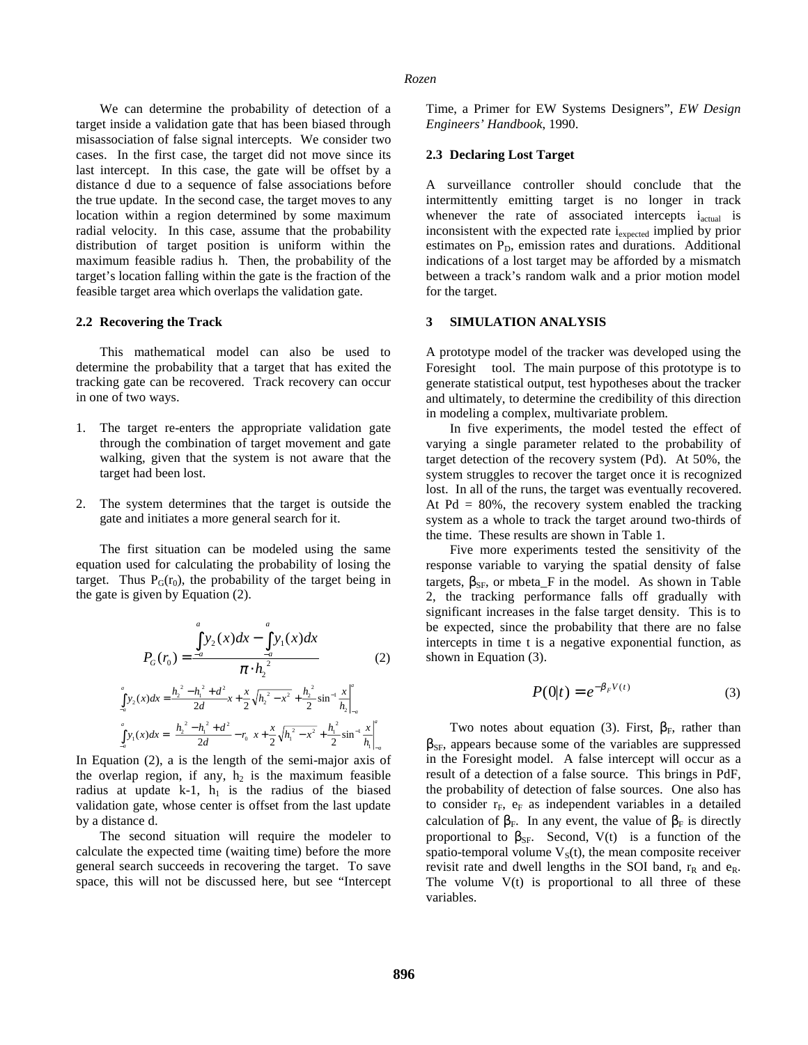We can determine the probability of detection of a target inside a validation gate that has been biased through misassociation of false signal intercepts. We consider two cases. In the first case, the target did not move since its last intercept. In this case, the gate will be offset by a distance d due to a sequence of false associations before the true update. In the second case, the target moves to any location within a region determined by some maximum radial velocity. In this case, assume that the probability distribution of target position is uniform within the maximum feasible radius h. Then, the probability of the target's location falling within the gate is the fraction of the feasible target area which overlaps the validation gate.

### 2.2 Recovering the Track

This mathematical model can also be used to determine the probability that a target that has exited the tracking gate can be recovered. Track recovery can occur in one of two ways.

1. The target re-enters the appropriate validation gate through the combination of target movement and gate walking, given that the system is not aware that the target had been lost.

2. The system determines that the target is outside the gate and initiates a more general search for it.

The first situation can be modeled using the same equation used for calculating the probability of losing the target. Thus $P_G(r_0)$, the probability of the target being in the gate is given by Equation (2).

$$P_G(r_0) = \frac{\int_{-a}^{a} y_2(x)dx - \int_{-a}^{a} y_1(x)dx}{\pi \cdot h_2^{\,2}} \quad (2)$$

$$\int_{-a}^{a} y_2(x)dx = \left. \frac{h_2^{\,2} - h_1^{\,2} + d^2}{2d}x + \frac{x}{2}\sqrt{h_2^{\,2} - x^2} + \frac{h_2^{\,2}}{2}\sin^{-1}\frac{x}{h_2} \right|_{-a}^{a}$$

$$\int_{-a}^{a} y_1(x)dx = \left. \left(\frac{h_2^{\,2} - h_1^{\,2} + d^2}{2d} - r_0\right)x + \frac{x}{2}\sqrt{h_1^{\,2} - x^2} + \frac{h_1^{\,2}}{2}\sin^{-1}\frac{x}{h_1} \right|_{-a}^{a}$$

In Equation (2), a is the length of the semi-major axis of the overlap region, if any, $h_2$ is the maximum feasible radius at update k-1, $h_1$ is the radius of the biased validation gate, whose center is offset from the last update by a distance d.

The second situation will require the modeler to calculate the expected time (waiting time) before the more general search succeeds in recovering the target. To save space, this will not be discussed here, but see "Intercept Time, a Primer for EW Systems Designers", *EW Design Engineers' Handbook*, 1990.

### 2.3 Declaring Lost Target

A surveillance controller should conclude that the intermittently emitting target is no longer in track whenever the rate of associated intercepts $i_{actual}$ is inconsistent with the expected rate $i_{expected}$ implied by prior estimates on $P_D$, emission rates and durations. Additional indications of a lost target may be afforded by a mismatch between a track's random walk and a prior motion model for the target.

## 3 SIMULATION ANALYSIS

A prototype model of the tracker was developed using the Foresight tool. The main purpose of this prototype is to generate statistical output, test hypotheses about the tracker and ultimately, to determine the credibility of this direction in modeling a complex, multivariate problem.

In five experiments, the model tested the effect of varying a single parameter related to the probability of target detection of the recovery system (Pd). At 50%, the system struggles to recover the target once it is recognized lost. In all of the runs, the target was eventually recovered. At Pd = 80%, the recovery system enabled the tracking system as a whole to track the target around two-thirds of the time. These results are shown in Table 1.

Five more experiments tested the sensitivity of the response variable to varying the spatial density of false targets, $\beta_{SF}$, or mbeta_F in the model. As shown in Table 2, the tracking performance falls off gradually with significant increases in the false target density. This is to be expected, since the probability that there are no false intercepts in time t is a negative exponential function, as shown in Equation (3).

$$P(0|t) = e^{-\beta_F V(t)} \quad (3)$$

Two notes about equation (3). First, $\beta_F$, rather than $\beta_{SF}$, appears because some of the variables are suppressed in the Foresight model. A false intercept will occur as a result of a detection of a false source. This brings in PdF, the probability of detection of false sources. One also has to consider $r_F$, $e_F$ as independent variables in a detailed calculation of $\beta_F$. In any event, the value of $\beta_F$ is directly proportional to $\beta_{SF}$. Second, V(t) is a function of the spatio-temporal volume $V_S(t)$, the mean composite receiver revisit rate and dwell lengths in the SOI band, $r_R$ and $e_R$. The volume V(t) is proportional to all three of these variables.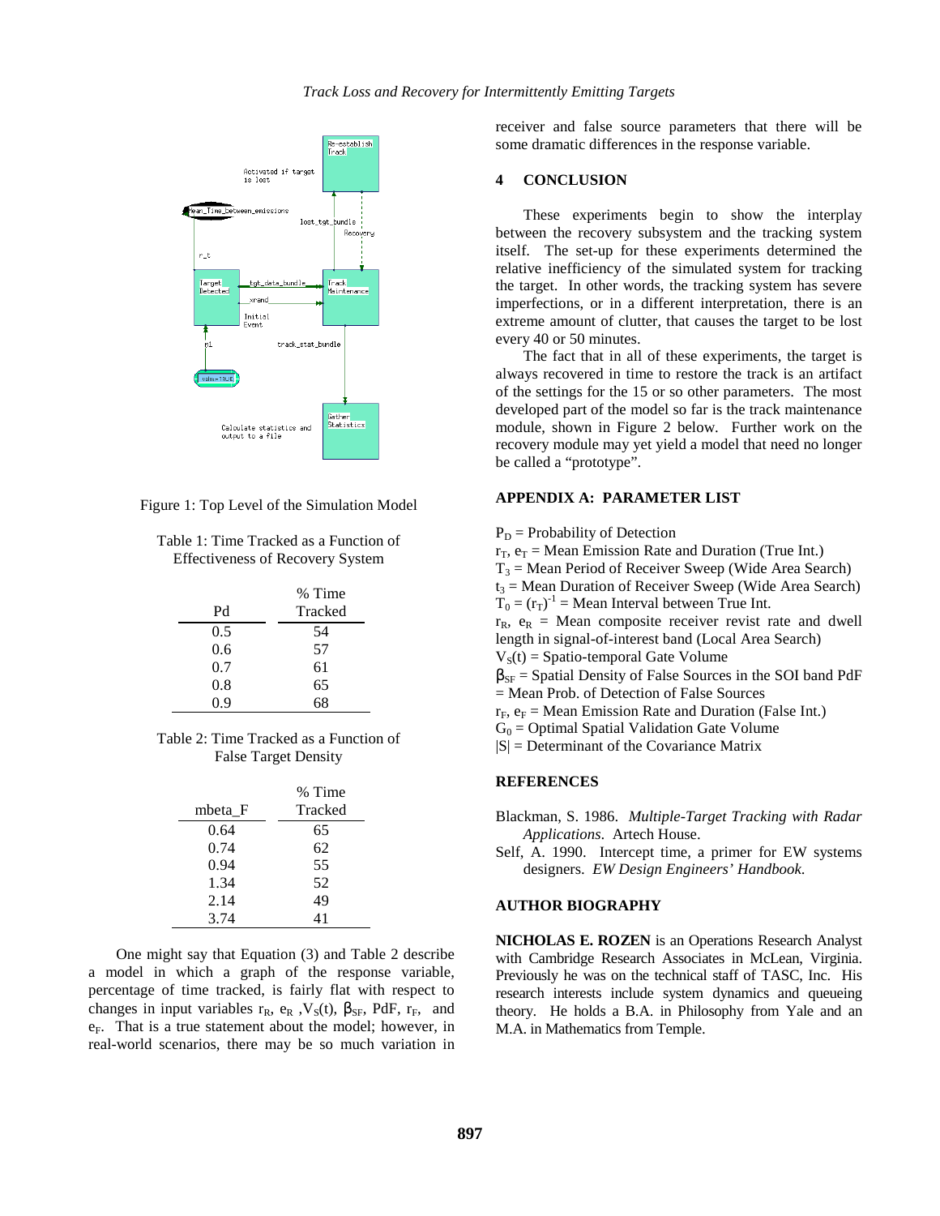Figure 1: Top Level of the Simulation Model

Table 1: Time Tracked as a Function of Effectiveness of Recovery System

| Pd | % Time Tracked |
|---|---|
| 0.5 | 54 |
| 0.6 | 57 |
| 0.7 | 61 |
| 0.8 | 65 |
| 0.9 | 68 |

Table 2: Time Tracked as a Function of False Target Density

| mbeta_F | % Time Tracked |
|---|---|
| 0.64 | 65 |
| 0.74 | 62 |
| 0.94 | 55 |
| 1.34 | 52 |
| 2.14 | 49 |
| 3.74 | 41 |

One might say that Equation (3) and Table 2 describe a model in which a graph of the response variable, percentage of time tracked, is fairly flat with respect to changes in input variables $r_R$, $e_R$, $V_S(t)$, $\beta_{SF}$, PdF, $r_F$, and $e_F$. That is a true statement about the model; however, in real-world scenarios, there may be so much variation in receiver and false source parameters that there will be some dramatic differences in the response variable.

## 4 CONCLUSION

These experiments begin to show the interplay between the recovery subsystem and the tracking system itself. The set-up for these experiments determined the relative inefficiency of the simulated system for tracking the target. In other words, the tracking system has severe imperfections, or in a different interpretation, there is an extreme amount of clutter, that causes the target to be lost every 40 or 50 minutes.

The fact that in all of these experiments, the target is always recovered in time to restore the track is an artifact of the settings for the 15 or so other parameters. The most developed part of the model so far is the track maintenance module, shown in Figure 2 below. Further work on the recovery module may yet yield a model that need no longer be called a "prototype".

## APPENDIX A: PARAMETER LIST

$P_D$ = Probability of Detection
$r_T$, $e_T$ = Mean Emission Rate and Duration (True Int.)
$T_3$ = Mean Period of Receiver Sweep (Wide Area Search)
$t_3$ = Mean Duration of Receiver Sweep (Wide Area Search)
$T_0 = (r_T)^{-1}$ = Mean Interval between True Int.
$r_R$, $e_R$ = Mean composite receiver revist rate and dwell length in signal-of-interest band (Local Area Search)
$V_S(t)$ = Spatio-temporal Gate Volume
$\beta_{SF}$ = Spatial Density of False Sources in the SOI band PdF = Mean Prob. of Detection of False Sources
$r_F$, $e_F$ = Mean Emission Rate and Duration (False Int.)
$G_0$ = Optimal Spatial Validation Gate Volume
$|S|$ = Determinant of the Covariance Matrix

## REFERENCES

Blackman, S. 1986. *Multiple-Target Tracking with Radar Applications*. Artech House.

Self, A. 1990. Intercept time, a primer for EW systems designers. *EW Design Engineers' Handbook*.

## AUTHOR BIOGRAPHY

**NICHOLAS E. ROZEN** is an Operations Research Analyst with Cambridge Research Associates in McLean, Virginia. Previously he was on the technical staff of TASC, Inc. His research interests include system dynamics and queueing theory. He holds a B.A. in Philosophy from Yale and an M.A. in Mathematics from Temple.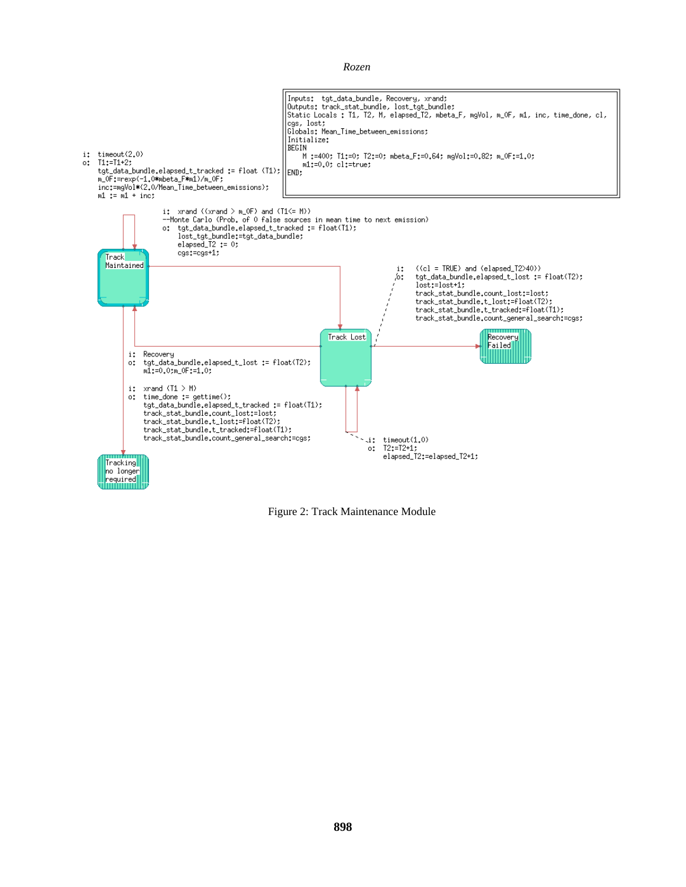```
Inputs: tgt_data_bundle, Recovery, xrand;
Outputs: track_stat_bundle, lost_tgt_bundle;
Static Locals : T1, T2, M, elapsed_T2, mbeta_F, mgVol, m_0F, m1, inc, time_done, cl,
cgs, lost;
Globals: Mean_Time_between_emissions;
Initialize;
BEGIN
    M :=400; T1:=0; T2:=0; mbeta_F:=0.64; mgVol:=0.82; m_0F:=1.0;
    m1:=0.0; cl:=true;
END;
```

```
i: timeout(2.0)
o: T1:=T1+2;
   tgt_data_bundle.elapsed_t_tracked := float (T1);
   m_0F:=rexp(-1.0*mbeta_F*m1)/m_0F;
   inc:=mgVol*(2.0/Mean_Time_between_emissions);
   m1 := m1 + inc;
```

```
i: xrand ((xrand > m_0F) and (T1<= M))
--Monte Carlo (Prob. of 0 false sources in mean time to next emission)
o: tgt_data_bundle.elapsed_t_tracked := float(T1);
   lost_tgt_bundle:=tgt_data_bundle;
   elapsed_T2 := 0;
   cgs:=cgs+1;
```

Track Maintained

Track Lost

Recovery Failed

Tracking no longer required

```
i: ((cl = TRUE) and (elapsed_T2>40))
o: tgt_data_bundle.elapsed_t_lost := float(T2);
   lost:=lost+1;
   track_stat_bundle.count_lost:=lost;
   track_stat_bundle.t_lost:=float(T2);
   track_stat_bundle.t_tracked:=float(T1);
   track_stat_bundle.count_general_search:=cgs;
```

```
i: Recovery
o: tgt_data_bundle.elapsed_t_lost := float(T2);
   m1:=0.0;m_0F:=1.0;
```

```
i: xrand (T1 > M)
o: time_done := gettime();
   tgt_data_bundle.elapsed_t_tracked := float(T1);
   track_stat_bundle.count_lost:=lost;
   track_stat_bundle.t_lost:=float(T2);
   track_stat_bundle.t_tracked:=float(T1);
   track_stat_bundle.count_general_search:=cgs;
```

```
i: timeout(1.0)
o: T2:=T2+1;
   elapsed_T2:=elapsed_T2+1;
```

Figure 2: Track Maintenance Module